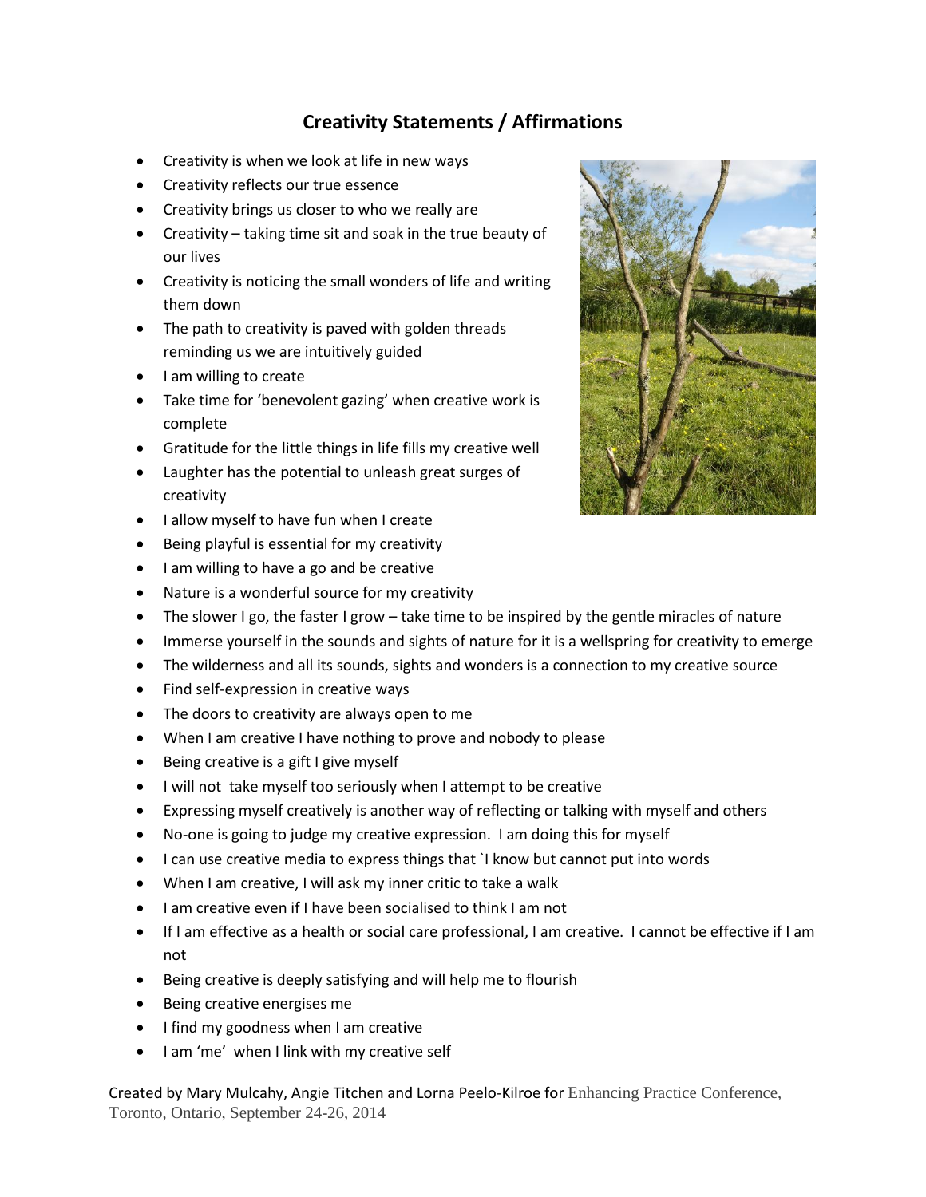## Creativity Statements / Affirmations

- Creativity is when we look at life in new ways
- Creativity reflects our true essence
- Creativity brings us closer to who we really are
- Creativity – taking time sit and soak in the true beauty of our lives
- Creativity is noticing the small wonders of life and writing them down
- The path to creativity is paved with golden threads reminding us we are intuitively guided
- I am willing to create
- Take time for 'benevolent gazing' when creative work is complete
- Gratitude for the little things in life fills my creative well
- Laughter has the potential to unleash great surges of creativity
- I allow myself to have fun when I create
- Being playful is essential for my creativity
- I am willing to have a go and be creative
- Nature is a wonderful source for my creativity
- The slower I go, the faster I grow – take time to be inspired by the gentle miracles of nature
- Immerse yourself in the sounds and sights of nature for it is a wellspring for creativity to emerge
- The wilderness and all its sounds, sights and wonders is a connection to my creative source
- Find self-expression in creative ways
- The doors to creativity are always open to me
- When I am creative I have nothing to prove and nobody to please
- Being creative is a gift I give myself
- I will not take myself too seriously when I attempt to be creative
- Expressing myself creatively is another way of reflecting or talking with myself and others
- No-one is going to judge my creative expression. I am doing this for myself
- I can use creative media to express things that `I know but cannot put into words
- When I am creative, I will ask my inner critic to take a walk
- I am creative even if I have been socialised to think I am not
- If I am effective as a health or social care professional, I am creative. I cannot be effective if I am not
- Being creative is deeply satisfying and will help me to flourish
- Being creative energises me
- I find my goodness when I am creative
- I am 'me' when I link with my creative self

Created by Mary Mulcahy, Angie Titchen and Lorna Peelo-Kilroe for Enhancing Practice Conference, Toronto, Ontario, September 24-26, 2014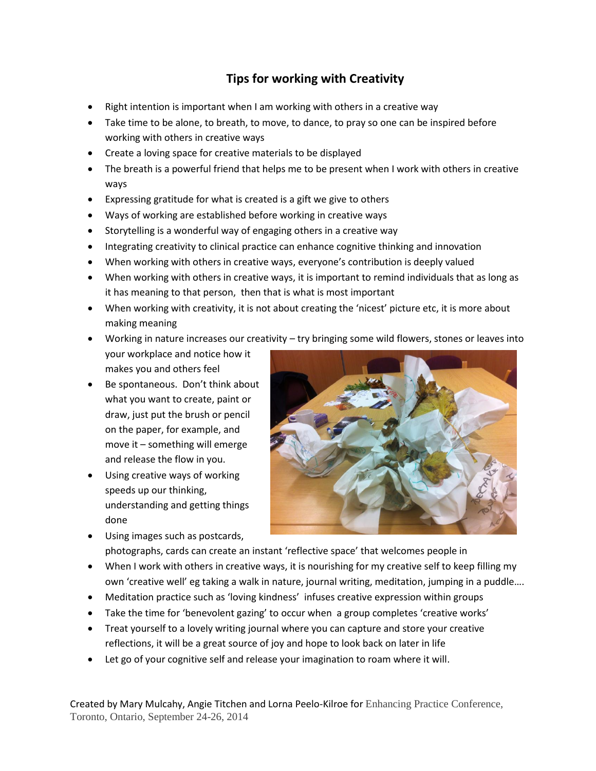## Tips for working with Creativity

- Right intention is important when I am working with others in a creative way
- Take time to be alone, to breath, to move, to dance, to pray so one can be inspired before working with others in creative ways
- Create a loving space for creative materials to be displayed
- The breath is a powerful friend that helps me to be present when I work with others in creative ways
- Expressing gratitude for what is created is a gift we give to others
- Ways of working are established before working in creative ways
- Storytelling is a wonderful way of engaging others in a creative way
- Integrating creativity to clinical practice can enhance cognitive thinking and innovation
- When working with others in creative ways, everyone's contribution is deeply valued
- When working with others in creative ways, it is important to remind individuals that as long as it has meaning to that person, then that is what is most important
- When working with creativity, it is not about creating the 'nicest' picture etc, it is more about making meaning
- Working in nature increases our creativity – try bringing some wild flowers, stones or leaves into your workplace and notice how it makes you and others feel
- Be spontaneous. Don't think about what you want to create, paint or draw, just put the brush or pencil on the paper, for example, and move it – something will emerge and release the flow in you.
- Using creative ways of working speeds up our thinking, understanding and getting things done
- Using images such as postcards, photographs, cards can create an instant 'reflective space' that welcomes people in
- When I work with others in creative ways, it is nourishing for my creative self to keep filling my own 'creative well' eg taking a walk in nature, journal writing, meditation, jumping in a puddle….
- Meditation practice such as 'loving kindness' infuses creative expression within groups
- Take the time for 'benevolent gazing' to occur when a group completes 'creative works'
- Treat yourself to a lovely writing journal where you can capture and store your creative reflections, it will be a great source of joy and hope to look back on later in life
- Let go of your cognitive self and release your imagination to roam where it will.

Created by Mary Mulcahy, Angie Titchen and Lorna Peelo-Kilroe for Enhancing Practice Conference, Toronto, Ontario, September 24-26, 2014